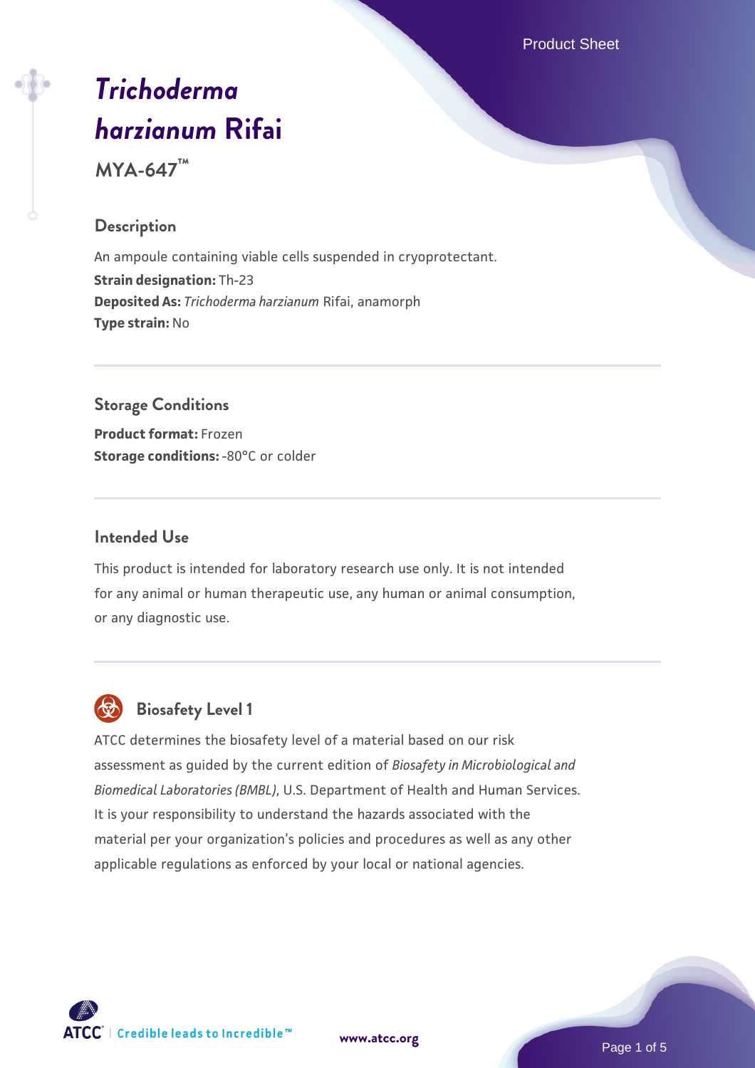# *Trichoderma harzianum* Rifai

**MYA-647™**

## Description

An ampoule containing viable cells suspended in cryoprotectant.

**Strain designation:** Th-23

**Deposited As:** *Trichoderma harzianum* Rifai, anamorph

**Type strain:** No

## Storage Conditions

**Product format:** Frozen

**Storage conditions:** -80°C or colder

## Intended Use

This product is intended for laboratory research use only. It is not intended for any animal or human therapeutic use, any human or animal consumption, or any diagnostic use.

## Biosafety Level 1

ATCC determines the biosafety level of a material based on our risk assessment as guided by the current edition of *Biosafety in Microbiological and Biomedical Laboratories (BMBL)*, U.S. Department of Health and Human Services. It is your responsibility to understand the hazards associated with the material per your organization's policies and procedures as well as any other applicable regulations as enforced by your local or national agencies.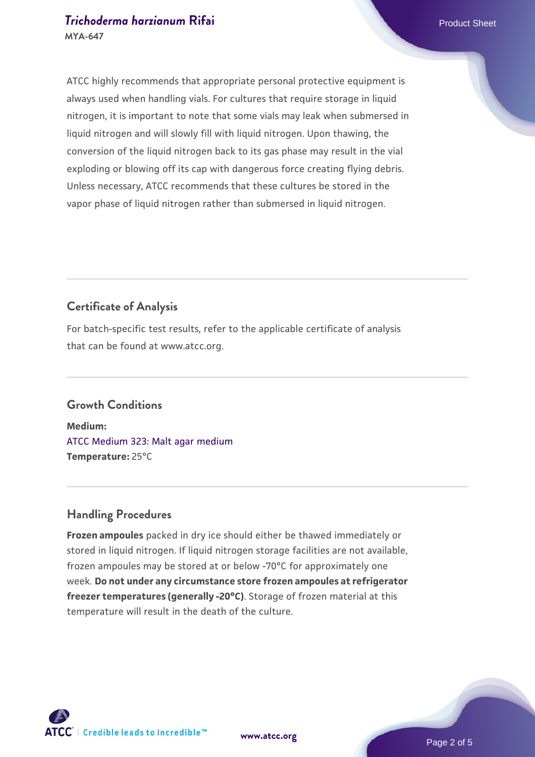ATCC highly recommends that appropriate personal protective equipment is always used when handling vials. For cultures that require storage in liquid nitrogen, it is important to note that some vials may leak when submersed in liquid nitrogen and will slowly fill with liquid nitrogen. Upon thawing, the conversion of the liquid nitrogen back to its gas phase may result in the vial exploding or blowing off its cap with dangerous force creating flying debris. Unless necessary, ATCC recommends that these cultures be stored in the vapor phase of liquid nitrogen rather than submersed in liquid nitrogen.

## Certificate of Analysis

For batch-specific test results, refer to the applicable certificate of analysis that can be found at www.atcc.org.

## Growth Conditions

**Medium:**
ATCC Medium 323: Malt agar medium
**Temperature:** 25°C

## Handling Procedures

**Frozen ampoules** packed in dry ice should either be thawed immediately or stored in liquid nitrogen. If liquid nitrogen storage facilities are not available, frozen ampoules may be stored at or below -70°C for approximately one week. **Do not under any circumstance store frozen ampoules at refrigerator freezer temperatures (generally -20°C)**. Storage of frozen material at this temperature will result in the death of the culture.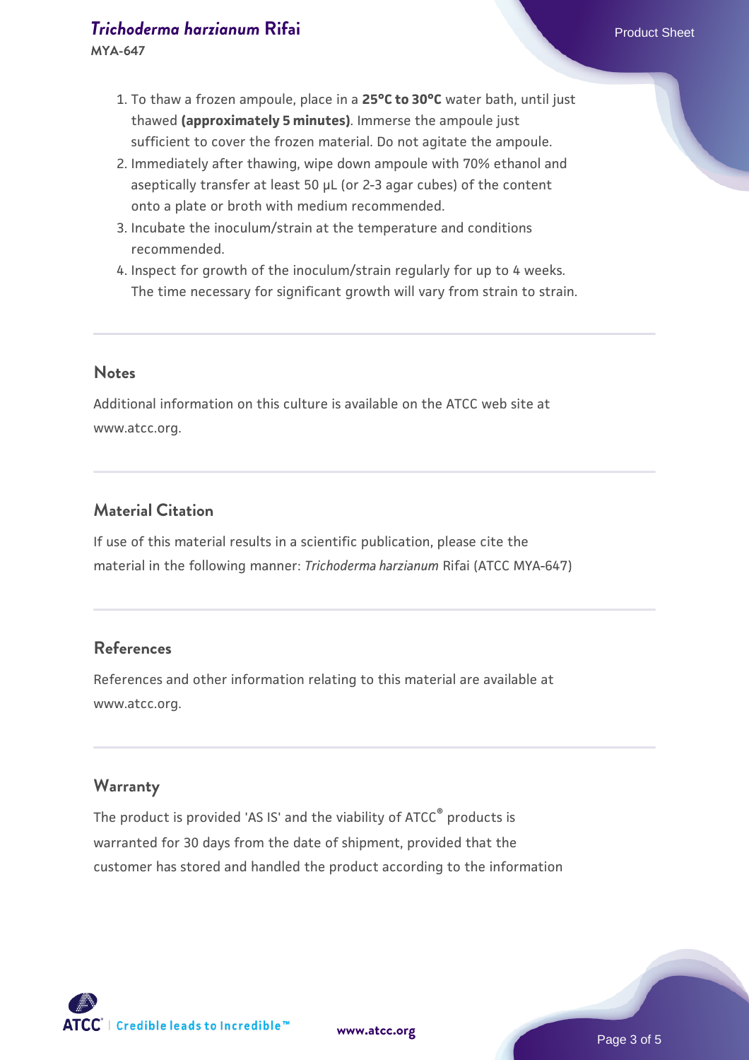1. To thaw a frozen ampoule, place in a **25°C to 30°C** water bath, until just thawed **(approximately 5 minutes)**. Immerse the ampoule just sufficient to cover the frozen material. Do not agitate the ampoule.
2. Immediately after thawing, wipe down ampoule with 70% ethanol and aseptically transfer at least 50 µL (or 2-3 agar cubes) of the content onto a plate or broth with medium recommended.
3. Incubate the inoculum/strain at the temperature and conditions recommended.
4. Inspect for growth of the inoculum/strain regularly for up to 4 weeks. The time necessary for significant growth will vary from strain to strain.

## Notes

Additional information on this culture is available on the ATCC web site at www.atcc.org.

## Material Citation

If use of this material results in a scientific publication, please cite the material in the following manner: *Trichoderma harzianum* Rifai (ATCC MYA-647)

## References

References and other information relating to this material are available at www.atcc.org.

## Warranty

The product is provided 'AS IS' and the viability of ATCC® products is warranted for 30 days from the date of shipment, provided that the customer has stored and handled the product according to the information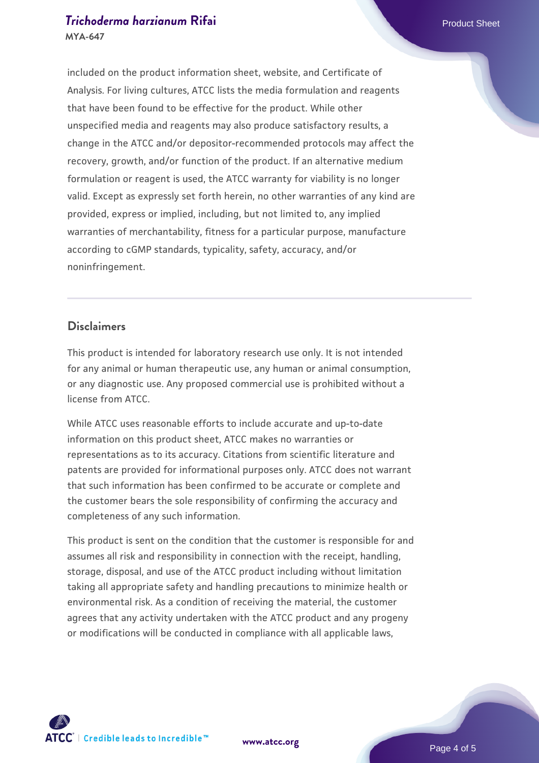included on the product information sheet, website, and Certificate of Analysis. For living cultures, ATCC lists the media formulation and reagents that have been found to be effective for the product. While other unspecified media and reagents may also produce satisfactory results, a change in the ATCC and/or depositor-recommended protocols may affect the recovery, growth, and/or function of the product. If an alternative medium formulation or reagent is used, the ATCC warranty for viability is no longer valid. Except as expressly set forth herein, no other warranties of any kind are provided, express or implied, including, but not limited to, any implied warranties of merchantability, fitness for a particular purpose, manufacture according to cGMP standards, typicality, safety, accuracy, and/or noninfringement.

## Disclaimers

This product is intended for laboratory research use only. It is not intended for any animal or human therapeutic use, any human or animal consumption, or any diagnostic use. Any proposed commercial use is prohibited without a license from ATCC.

While ATCC uses reasonable efforts to include accurate and up-to-date information on this product sheet, ATCC makes no warranties or representations as to its accuracy. Citations from scientific literature and patents are provided for informational purposes only. ATCC does not warrant that such information has been confirmed to be accurate or complete and the customer bears the sole responsibility of confirming the accuracy and completeness of any such information.

This product is sent on the condition that the customer is responsible for and assumes all risk and responsibility in connection with the receipt, handling, storage, disposal, and use of the ATCC product including without limitation taking all appropriate safety and handling precautions to minimize health or environmental risk. As a condition of receiving the material, the customer agrees that any activity undertaken with the ATCC product and any progeny or modifications will be conducted in compliance with all applicable laws,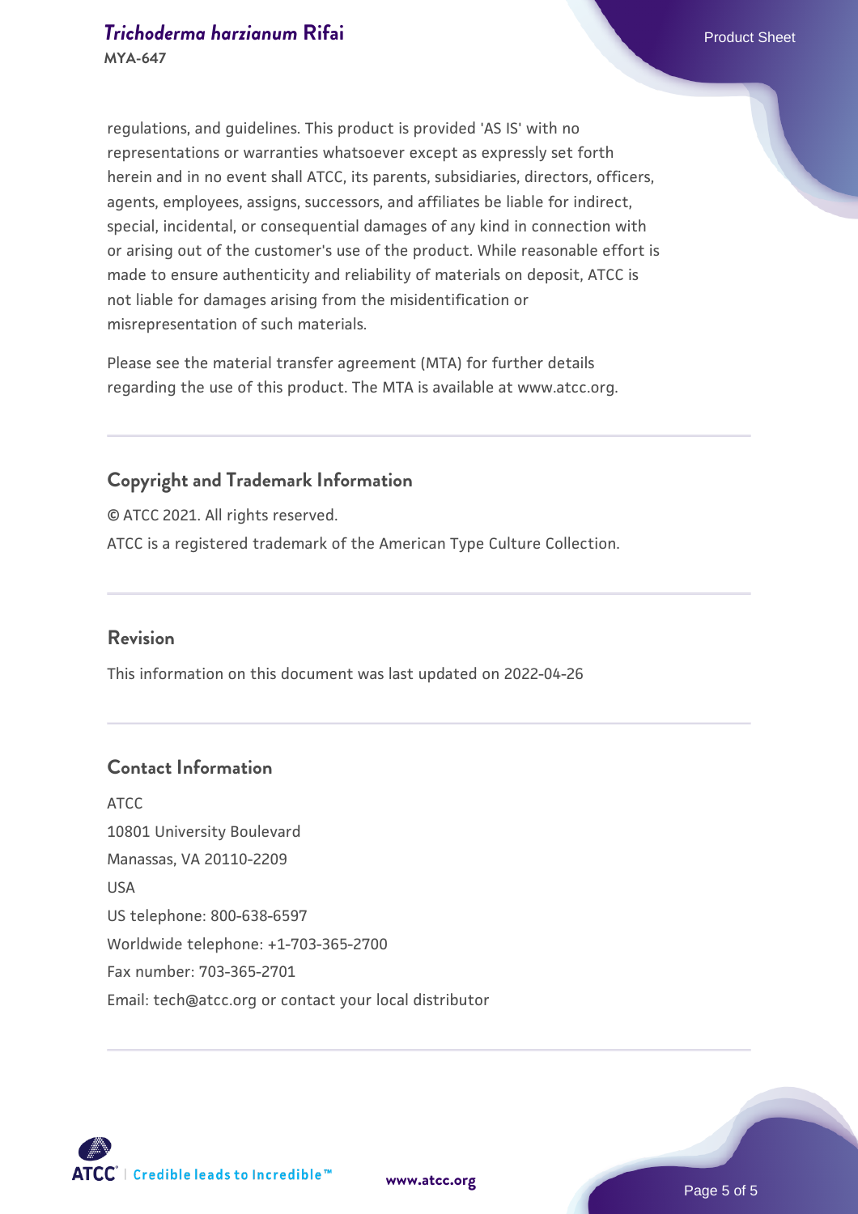regulations, and guidelines. This product is provided 'AS IS' with no representations or warranties whatsoever except as expressly set forth herein and in no event shall ATCC, its parents, subsidiaries, directors, officers, agents, employees, assigns, successors, and affiliates be liable for indirect, special, incidental, or consequential damages of any kind in connection with or arising out of the customer's use of the product. While reasonable effort is made to ensure authenticity and reliability of materials on deposit, ATCC is not liable for damages arising from the misidentification or misrepresentation of such materials.

Please see the material transfer agreement (MTA) for further details regarding the use of this product. The MTA is available at www.atcc.org.

## Copyright and Trademark Information

© ATCC 2021. All rights reserved.

ATCC is a registered trademark of the American Type Culture Collection.

## Revision

This information on this document was last updated on 2022-04-26

## Contact Information

ATCC
10801 University Boulevard
Manassas, VA 20110-2209
USA
US telephone: 800-638-6597
Worldwide telephone: +1-703-365-2700
Fax number: 703-365-2701
Email: tech@atcc.org or contact your local distributor